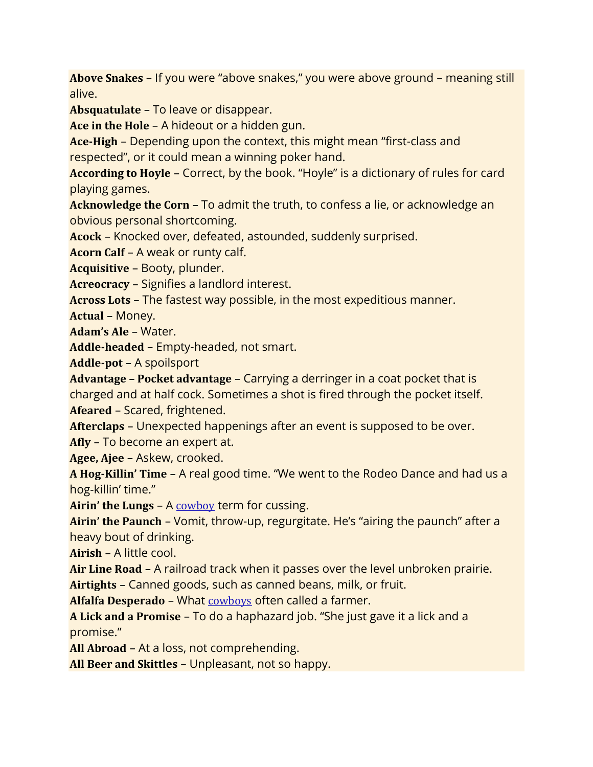**Above Snakes** – If you were “above snakes,” you were above ground – meaning still alive.
**Absquatulate** – To leave or disappear.
**Ace in the Hole** – A hideout or a hidden gun.
**Ace-High** – Depending upon the context, this might mean “first-class and respected”, or it could mean a winning poker hand.
**According to Hoyle** – Correct, by the book. “Hoyle” is a dictionary of rules for card playing games.
**Acknowledge the Corn** – To admit the truth, to confess a lie, or acknowledge an obvious personal shortcoming.
**Acock** – Knocked over, defeated, astounded, suddenly surprised.
**Acorn Calf** – A weak or runty calf.
**Acquisitive** – Booty, plunder.
**Acreocracy** – Signifies a landlord interest.
**Across Lots** – The fastest way possible, in the most expeditious manner.
**Actual** – Money.
**Adam’s Ale** – Water.
**Addle-headed** – Empty-headed, not smart.
**Addle-pot** – A spoilsport
**Advantage – Pocket advantage** – Carrying a derringer in a coat pocket that is charged and at half cock. Sometimes a shot is fired through the pocket itself.
**Afeared** – Scared, frightened.
**Afterclaps** – Unexpected happenings after an event is supposed to be over.
**Afly** – To become an expert at.
**Agee, Ajee** – Askew, crooked.
**A Hog-Killin’ Time** – A real good time. “We went to the Rodeo Dance and had us a hog-killin’ time.”
**Airin’ the Lungs** – A cowboy term for cussing.
**Airin’ the Paunch** – Vomit, throw-up, regurgitate. He’s “airing the paunch” after a heavy bout of drinking.
**Airish** – A little cool.
**Air Line Road** – A railroad track when it passes over the level unbroken prairie.
**Airtights** – Canned goods, such as canned beans, milk, or fruit.
**Alfalfa Desperado** – What cowboys often called a farmer.
**A Lick and a Promise** – To do a haphazard job. “She just gave it a lick and a promise.”
**All Abroad** – At a loss, not comprehending.
**All Beer and Skittles** – Unpleasant, not so happy.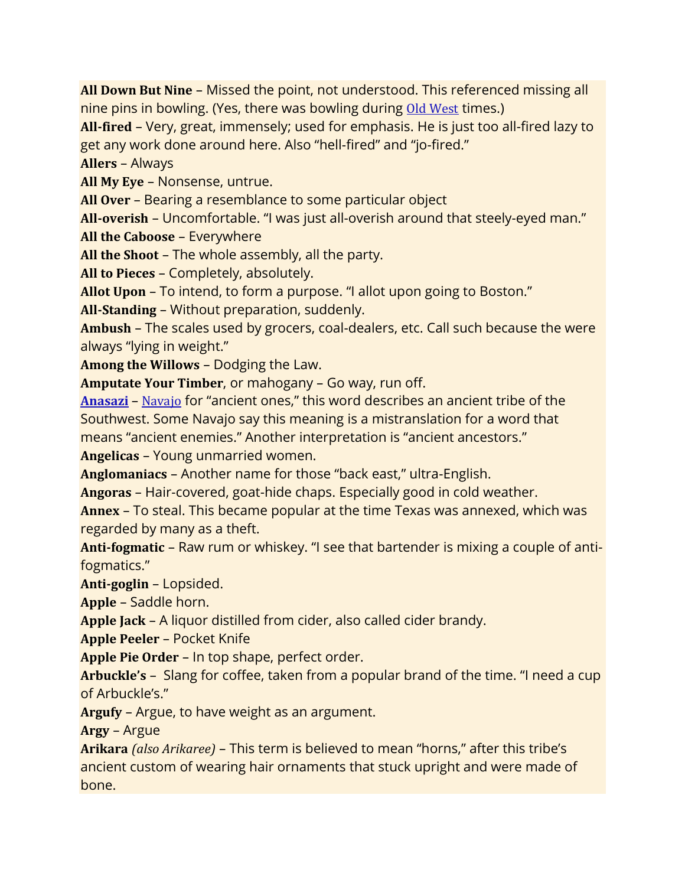**All Down But Nine** – Missed the point, not understood. This referenced missing all nine pins in bowling. (Yes, there was bowling during Old West times.)
**All-fired** – Very, great, immensely; used for emphasis. He is just too all-fired lazy to get any work done around here. Also "hell-fired" and "jo-fired."
**Allers** – Always
**All My Eye** – Nonsense, untrue.
**All Over** – Bearing a resemblance to some particular object
**All-overish** – Uncomfortable. "I was just all-overish around that steely-eyed man."
**All the Caboose** – Everywhere
**All the Shoot** – The whole assembly, all the party.
**All to Pieces** – Completely, absolutely.
**Allot Upon** – To intend, to form a purpose. "I allot upon going to Boston."
**All-Standing** – Without preparation, suddenly.
**Ambush** – The scales used by grocers, coal-dealers, etc. Call such because the were always "lying in weight."
**Among the Willows** – Dodging the Law.
**Amputate Your Timber**, or mahogany – Go way, run off.
**Anasazi** – Navajo for "ancient ones," this word describes an ancient tribe of the Southwest. Some Navajo say this meaning is a mistranslation for a word that means "ancient enemies." Another interpretation is "ancient ancestors."
**Angelicas** – Young unmarried women.
**Anglomaniacs** – Another name for those "back east," ultra-English.
**Angoras** – Hair-covered, goat-hide chaps. Especially good in cold weather.
**Annex** – To steal. This became popular at the time Texas was annexed, which was regarded by many as a theft.
**Anti-fogmatic** – Raw rum or whiskey. "I see that bartender is mixing a couple of anti-fogmatics."
**Anti-goglin** – Lopsided.
**Apple** – Saddle horn.
**Apple Jack** – A liquor distilled from cider, also called cider brandy.
**Apple Peeler** – Pocket Knife
**Apple Pie Order** – In top shape, perfect order.
**Arbuckle's** – Slang for coffee, taken from a popular brand of the time. "I need a cup of Arbuckle's."
**Argufy** – Argue, to have weight as an argument.
**Argy** – Argue
**Arikara** *(also Arikaree)* – This term is believed to mean "horns," after this tribe's ancient custom of wearing hair ornaments that stuck upright and were made of bone.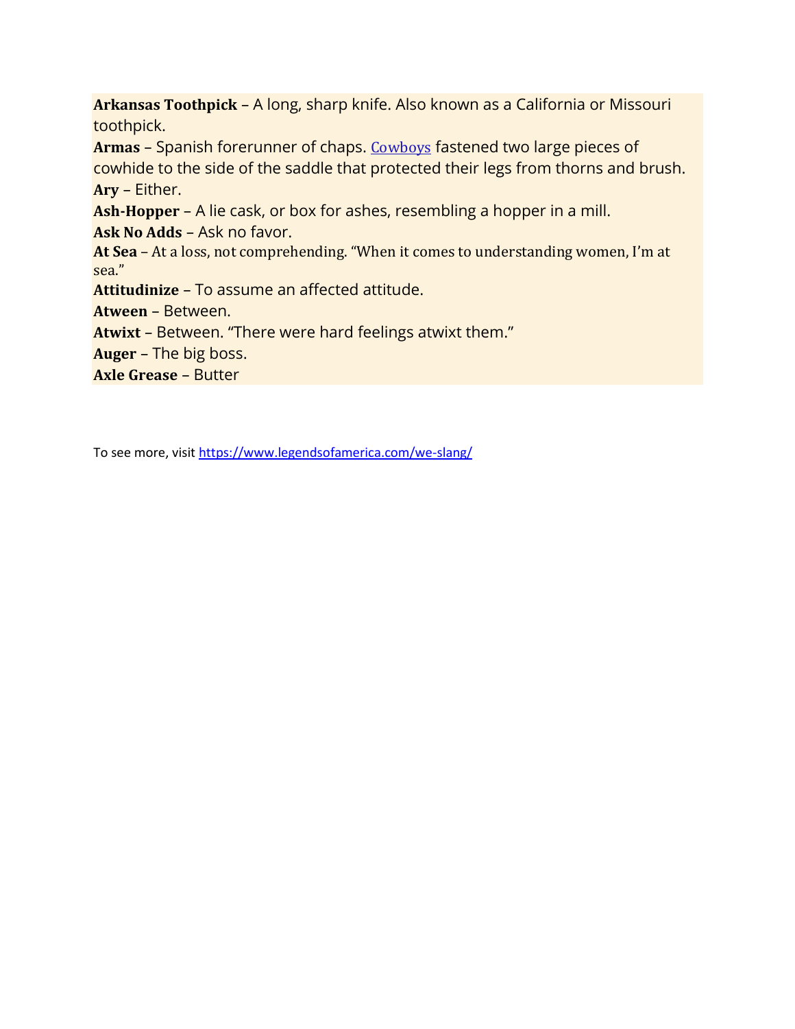**Arkansas Toothpick** – A long, sharp knife. Also known as a California or Missouri toothpick.

**Armas** – Spanish forerunner of chaps. [Cowboys](https://www.legendsofamerica.com/we-slang/) fastened two large pieces of cowhide to the side of the saddle that protected their legs from thorns and brush.

**Ary** – Either.

**Ash-Hopper** – A lie cask, or box for ashes, resembling a hopper in a mill.

**Ask No Adds** – Ask no favor.

**At Sea** – At a loss, not comprehending. "When it comes to understanding women, I'm at sea."

**Attitudinize** – To assume an affected attitude.

**Atween** – Between.

**Atwixt** – Between. "There were hard feelings atwixt them."

**Auger** – The big boss.

**Axle Grease** – Butter

To see more, visit https://www.legendsofamerica.com/we-slang/